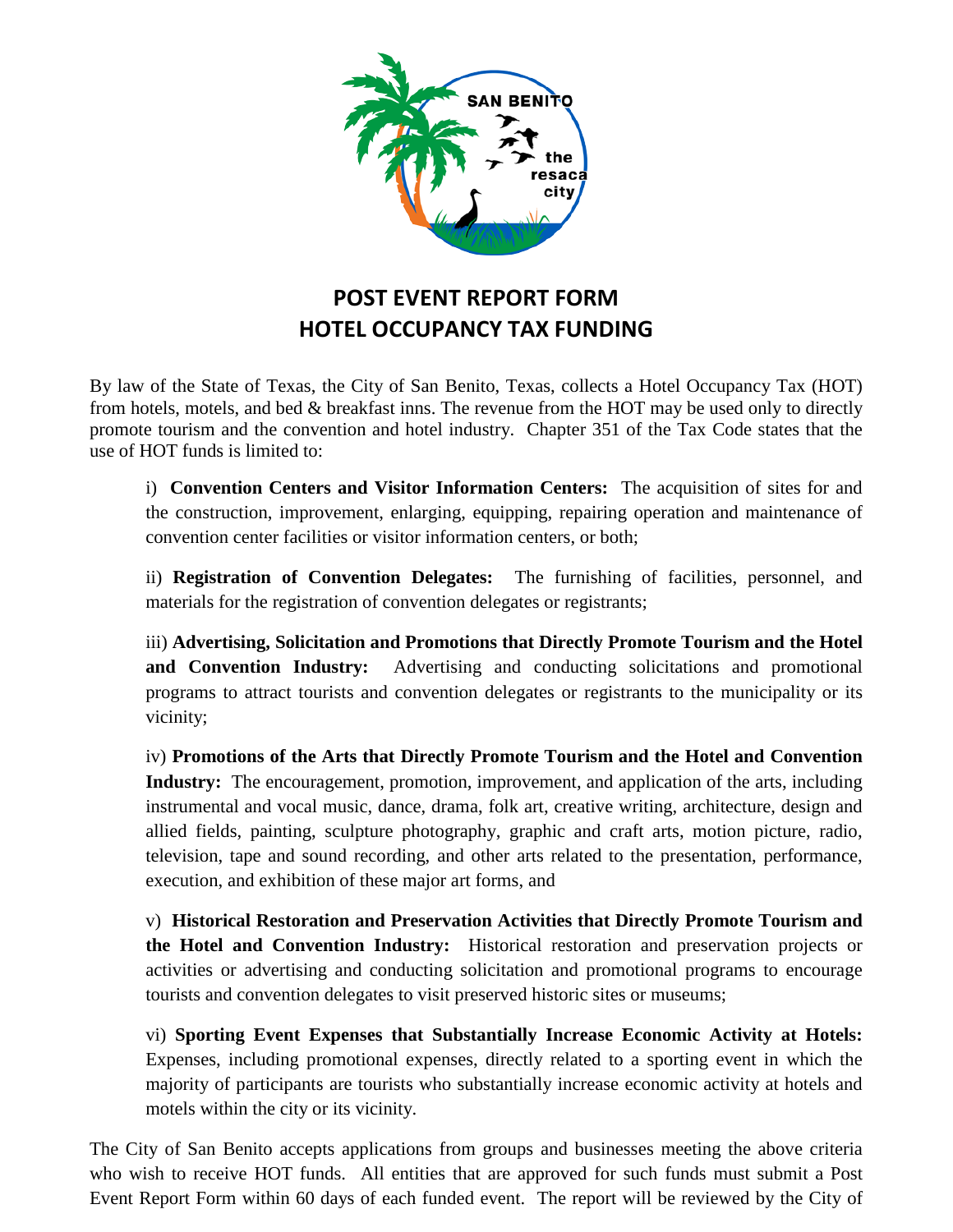# POST EVENT REPORT FORM
# HOTEL OCCUPANCY TAX FUNDING

By law of the State of Texas, the City of San Benito, Texas, collects a Hotel Occupancy Tax (HOT) from hotels, motels, and bed & breakfast inns. The revenue from the HOT may be used only to directly promote tourism and the convention and hotel industry. Chapter 351 of the Tax Code states that the use of HOT funds is limited to:

i) **Convention Centers and Visitor Information Centers:** The acquisition of sites for and the construction, improvement, enlarging, equipping, repairing operation and maintenance of convention center facilities or visitor information centers, or both;

ii) **Registration of Convention Delegates:** The furnishing of facilities, personnel, and materials for the registration of convention delegates or registrants;

iii) **Advertising, Solicitation and Promotions that Directly Promote Tourism and the Hotel and Convention Industry:** Advertising and conducting solicitations and promotional programs to attract tourists and convention delegates or registrants to the municipality or its vicinity;

iv) **Promotions of the Arts that Directly Promote Tourism and the Hotel and Convention Industry:** The encouragement, promotion, improvement, and application of the arts, including instrumental and vocal music, dance, drama, folk art, creative writing, architecture, design and allied fields, painting, sculpture photography, graphic and craft arts, motion picture, radio, television, tape and sound recording, and other arts related to the presentation, performance, execution, and exhibition of these major art forms, and

v) **Historical Restoration and Preservation Activities that Directly Promote Tourism and the Hotel and Convention Industry:** Historical restoration and preservation projects or activities or advertising and conducting solicitation and promotional programs to encourage tourists and convention delegates to visit preserved historic sites or museums;

vi) **Sporting Event Expenses that Substantially Increase Economic Activity at Hotels:** Expenses, including promotional expenses, directly related to a sporting event in which the majority of participants are tourists who substantially increase economic activity at hotels and motels within the city or its vicinity.

The City of San Benito accepts applications from groups and businesses meeting the above criteria who wish to receive HOT funds. All entities that are approved for such funds must submit a Post Event Report Form within 60 days of each funded event. The report will be reviewed by the City of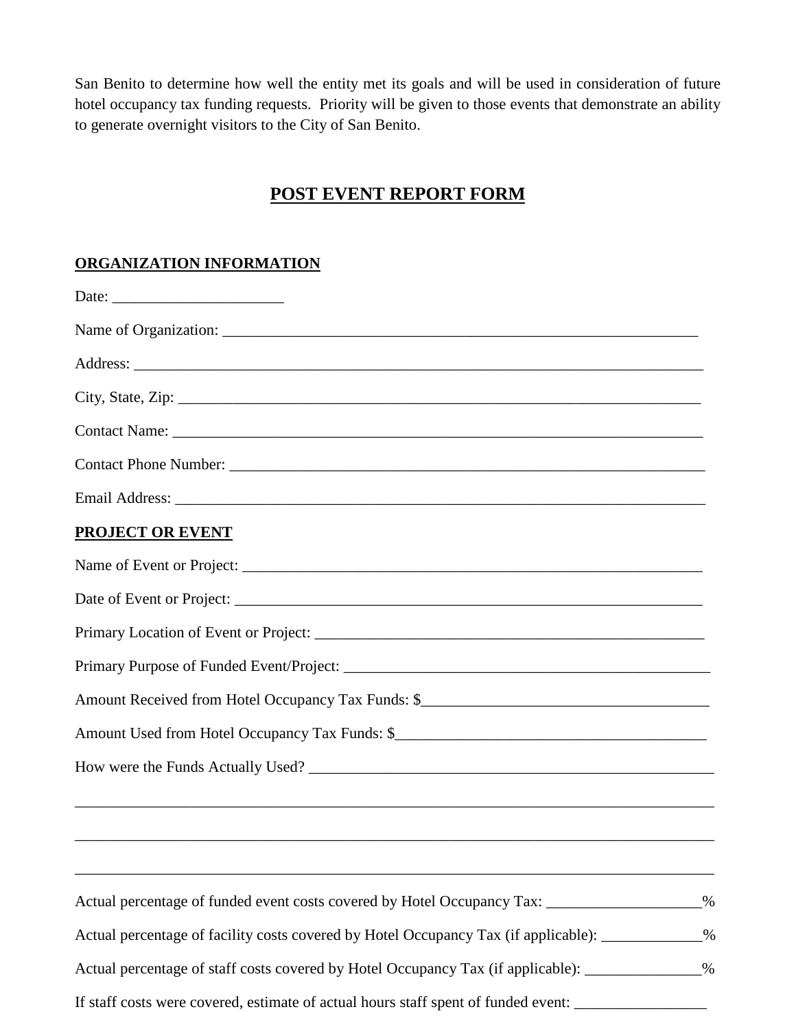San Benito to determine how well the entity met its goals and will be used in consideration of future hotel occupancy tax funding requests. Priority will be given to those events that demonstrate an ability to generate overnight visitors to the City of San Benito.

# POST EVENT REPORT FORM

## ORGANIZATION INFORMATION

Date: ______________________

Name of Organization: ____________________________________________________________

Address: __________________________________________________________________________

City, State, Zip: _________________________________________________________________

Contact Name: _____________________________________________________________________

Contact Phone Number: ____________________________________________________________

Email Address: ____________________________________________________________________

## PROJECT OR EVENT

Name of Event or Project: _________________________________________________________

Date of Event or Project: _________________________________________________________

Primary Location of Event or Project: _____________________________________________

Primary Purpose of Funded Event/Project: __________________________________________

Amount Received from Hotel Occupancy Tax Funds: $_____________________________________

Amount Used from Hotel Occupancy Tax Funds: $_________________________________________

How were the Funds Actually Used? _________________________________________________

___________________________________________________________________________________

___________________________________________________________________________________

___________________________________________________________________________________

Actual percentage of funded event costs covered by Hotel Occupancy Tax: ___________________%

Actual percentage of facility costs covered by Hotel Occupancy Tax (if applicable): _____________%

Actual percentage of staff costs covered by Hotel Occupancy Tax (if applicable): _______________%

If staff costs were covered, estimate of actual hours staff spent of funded event: _________________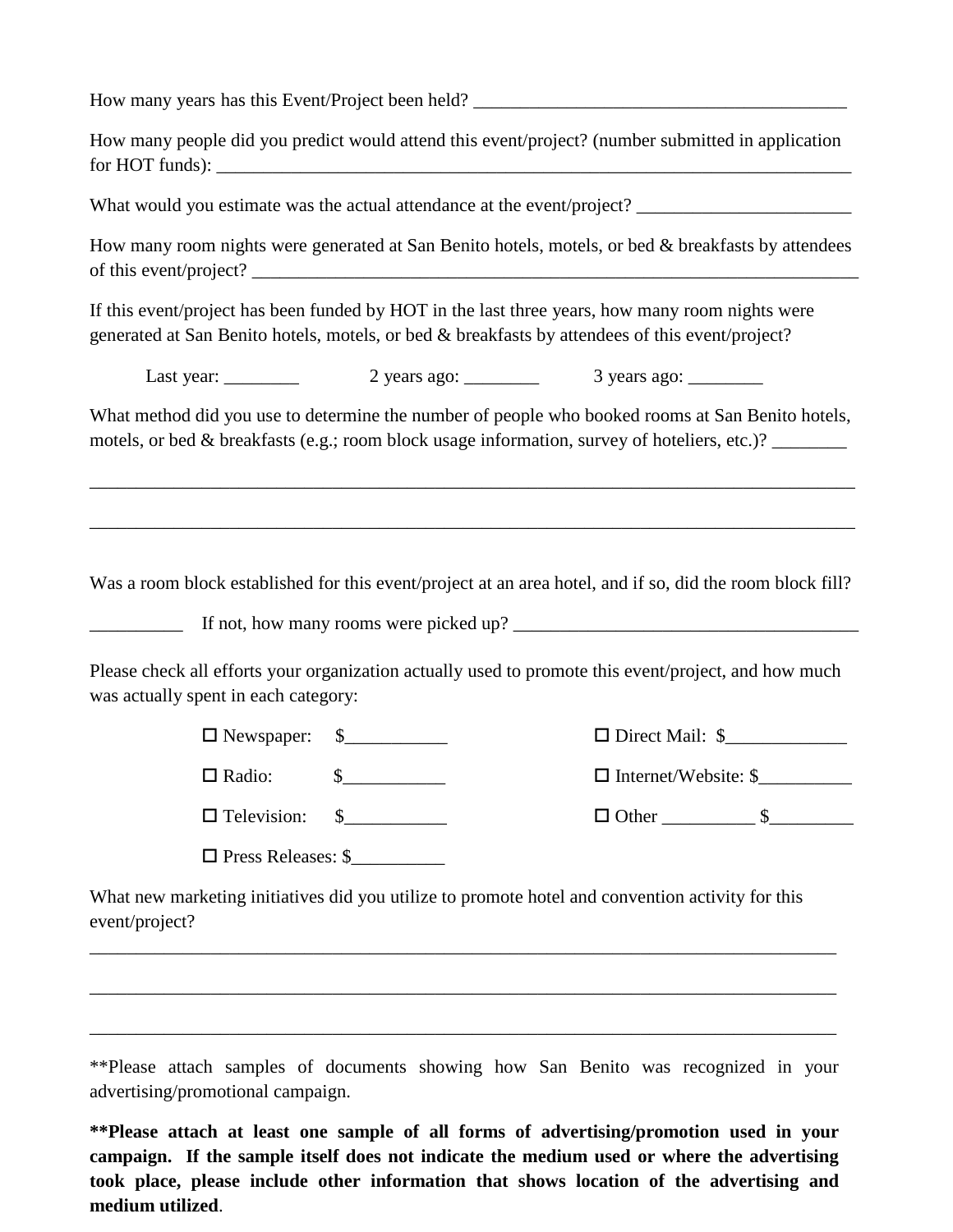How many years has this Event/Project been held? ________________________________________

How many people did you predict would attend this event/project? (number submitted in application for HOT funds): ________________________________________________________________________

What would you estimate was the actual attendance at the event/project? _______________________

How many room nights were generated at San Benito hotels, motels, or bed & breakfasts by attendees of this event/project? ____________________________________________________________________

If this event/project has been funded by HOT in the last three years, how many room nights were generated at San Benito hotels, motels, or bed & breakfasts by attendees of this event/project?

Last year: ________ 2 years ago: ________ 3 years ago: ________

What method did you use to determine the number of people who booked rooms at San Benito hotels, motels, or bed & breakfasts (e.g.; room block usage information, survey of hoteliers, etc.)? ________

____________________________________________________________________________________

____________________________________________________________________________________

Was a room block established for this event/project at an area hotel, and if so, did the room block fill?

__________ If not, how many rooms were picked up? ______________________________________

Please check all efforts your organization actually used to promote this event/project, and how much was actually spent in each category:

- ☐ Newspaper: $___________
- ☐ Radio: $___________
- ☐ Television: $___________
- ☐ Press Releases: $__________
- ☐ Direct Mail: $_____________
- ☐ Internet/Website: $__________
- ☐ Other __________ $_________

What new marketing initiatives did you utilize to promote hotel and convention activity for this event/project?

____________________________________________________________________________________

____________________________________________________________________________________

____________________________________________________________________________________

**Please attach samples of documents showing how San Benito was recognized in your advertising/promotional campaign.

****Please attach at least one sample of all forms of advertising/promotion used in your campaign. If the sample itself does not indicate the medium used or where the advertising took place, please include other information that shows location of the advertising and medium utilized**.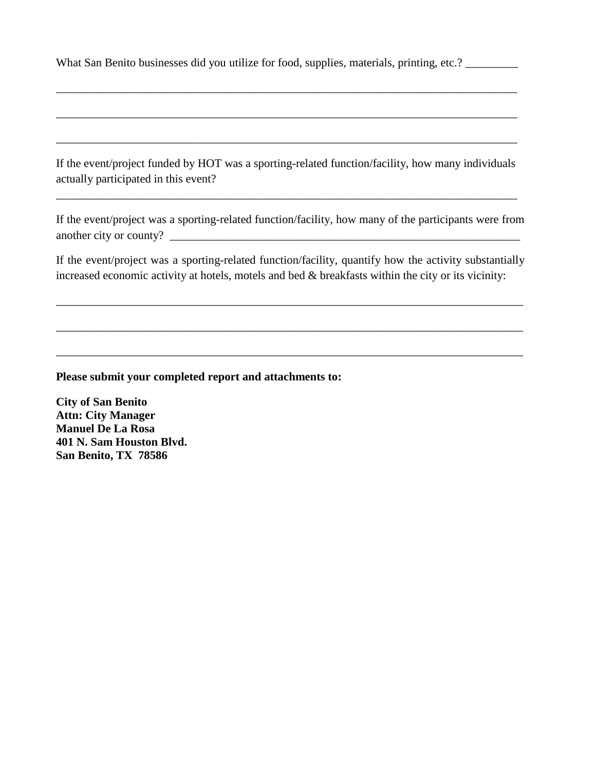What San Benito businesses did you utilize for food, supplies, materials, printing, etc.? _________

_______________________________________________________________________________

_______________________________________________________________________________

_______________________________________________________________________________

If the event/project funded by HOT was a sporting-related function/facility, how many individuals actually participated in this event?

_______________________________________________________________________________

If the event/project was a sporting-related function/facility, how many of the participants were from another city or county? ______________________________________________________________

If the event/project was a sporting-related function/facility, quantify how the activity substantially increased economic activity at hotels, motels and bed & breakfasts within the city or its vicinity:

_______________________________________________________________________________

_______________________________________________________________________________

_______________________________________________________________________________

**Please submit your completed report and attachments to:**

**City of San Benito**
**Attn: City Manager**
**Manuel De La Rosa**
**401 N. Sam Houston Blvd.**
**San Benito, TX 78586**